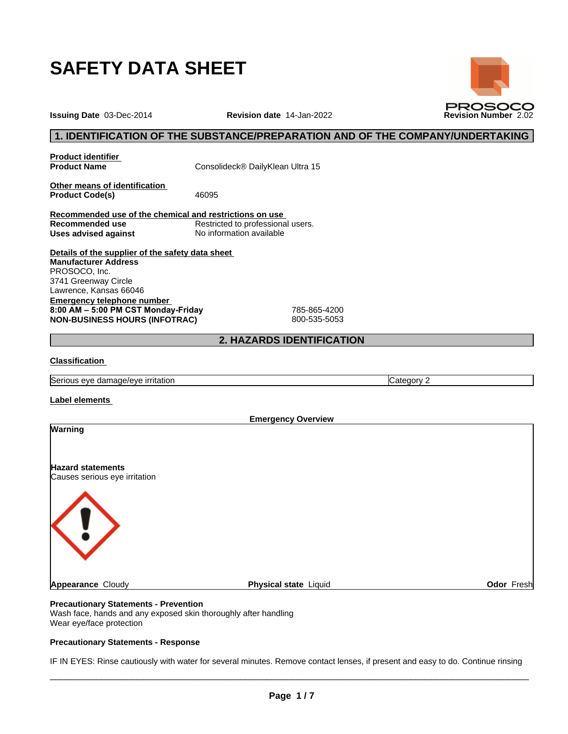# SAFETY DATA SHEET

**PROSOCO**

**Issuing Date** 03-Dec-2014 **Revision date** 14-Jan-2022 **Revision Number** 2.02

## 1. IDENTIFICATION OF THE SUBSTANCE/PREPARATION AND OF THE COMPANY/UNDERTAKING

**Product identifier**

**Product Name** Consolideck® DailyKlean Ultra 15

**Other means of identification**

**Product Code(s)** 46095

**Recommended use of the chemical and restrictions on use**

**Recommended use** Restricted to professional users.
**Uses advised against** No information available

**Details of the supplier of the safety data sheet**

**Manufacturer Address**
PROSOCO, Inc.
3741 Greenway Circle
Lawrence, Kansas 66046

**Emergency telephone number**

**8:00 AM – 5:00 PM CST Monday-Friday** 785-865-4200
**NON-BUSINESS HOURS (INFOTRAC)** 800-535-5053

## 2. HAZARDS IDENTIFICATION

**Classification**

| Serious eye damage/eye irritation | Category 2 |
|---|---|

**Label elements**

**Emergency Overview**

**Warning**

**Hazard statements**
Causes serious eye irritation

**Appearance** Cloudy **Physical state** Liquid **Odor** Fresh

**Precautionary Statements - Prevention**
Wash face, hands and any exposed skin thoroughly after handling
Wear eye/face protection

**Precautionary Statements - Response**

IF IN EYES: Rinse cautiously with water for several minutes. Remove contact lenses, if present and easy to do. Continue rinsing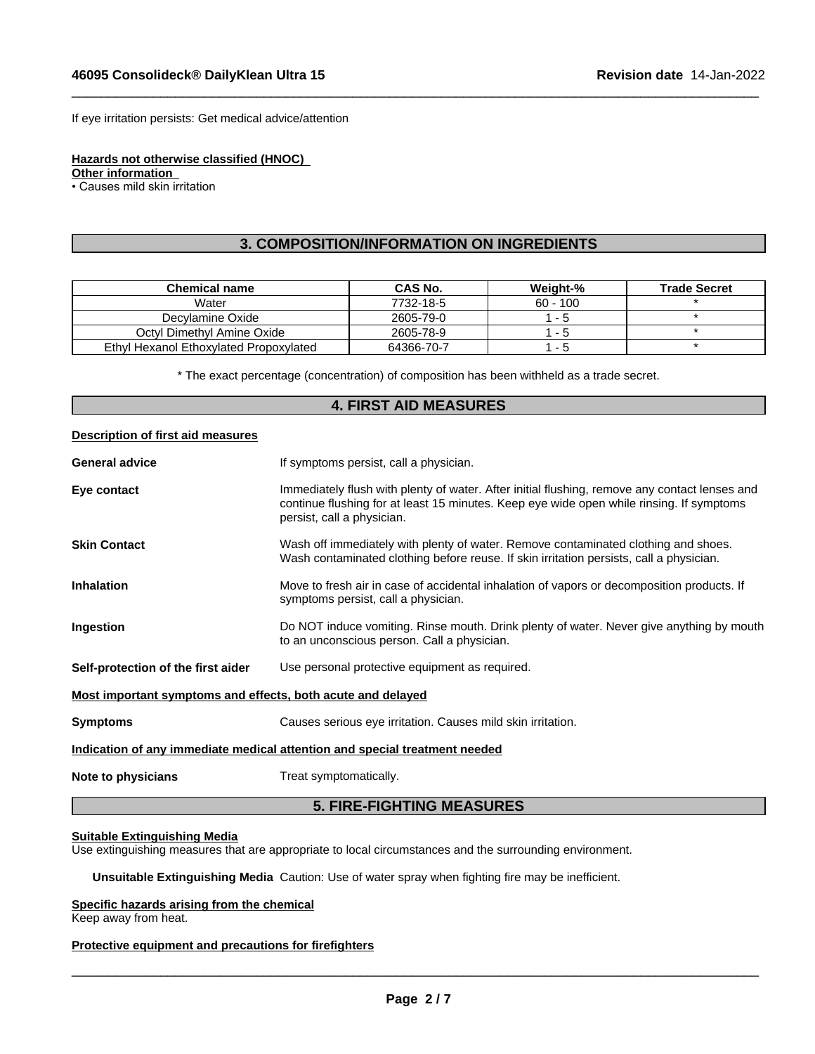If eye irritation persists: Get medical advice/attention

**Hazards not otherwise classified (HNOC)**

**Other information**

• Causes mild skin irritation

## 3. COMPOSITION/INFORMATION ON INGREDIENTS

| Chemical name | CAS No. | Weight-% | Trade Secret |
|---|---|---|---|
| Water | 7732-18-5 | 60 - 100 | * |
| Decylamine Oxide | 2605-79-0 | 1 - 5 | * |
| Octyl Dimethyl Amine Oxide | 2605-78-9 | 1 - 5 | * |
| Ethyl Hexanol Ethoxylated Propoxylated | 64366-70-7 | 1 - 5 | * |

* The exact percentage (concentration) of composition has been withheld as a trade secret.

## 4. FIRST AID MEASURES

**Description of first aid measures**

**General advice** If symptoms persist, call a physician.

**Eye contact** Immediately flush with plenty of water. After initial flushing, remove any contact lenses and continue flushing for at least 15 minutes. Keep eye wide open while rinsing. If symptoms persist, call a physician.

**Skin Contact** Wash off immediately with plenty of water. Remove contaminated clothing and shoes. Wash contaminated clothing before reuse. If skin irritation persists, call a physician.

**Inhalation** Move to fresh air in case of accidental inhalation of vapors or decomposition products. If symptoms persist, call a physician.

**Ingestion** Do NOT induce vomiting. Rinse mouth. Drink plenty of water. Never give anything by mouth to an unconscious person. Call a physician.

**Self-protection of the first aider** Use personal protective equipment as required.

**Most important symptoms and effects, both acute and delayed**

**Symptoms** Causes serious eye irritation. Causes mild skin irritation.

**Indication of any immediate medical attention and special treatment needed**

**Note to physicians** Treat symptomatically.

## 5. FIRE-FIGHTING MEASURES

**Suitable Extinguishing Media**

Use extinguishing measures that are appropriate to local circumstances and the surrounding environment.

**Unsuitable Extinguishing Media** Caution: Use of water spray when fighting fire may be inefficient.

**Specific hazards arising from the chemical**

Keep away from heat.

**Protective equipment and precautions for firefighters**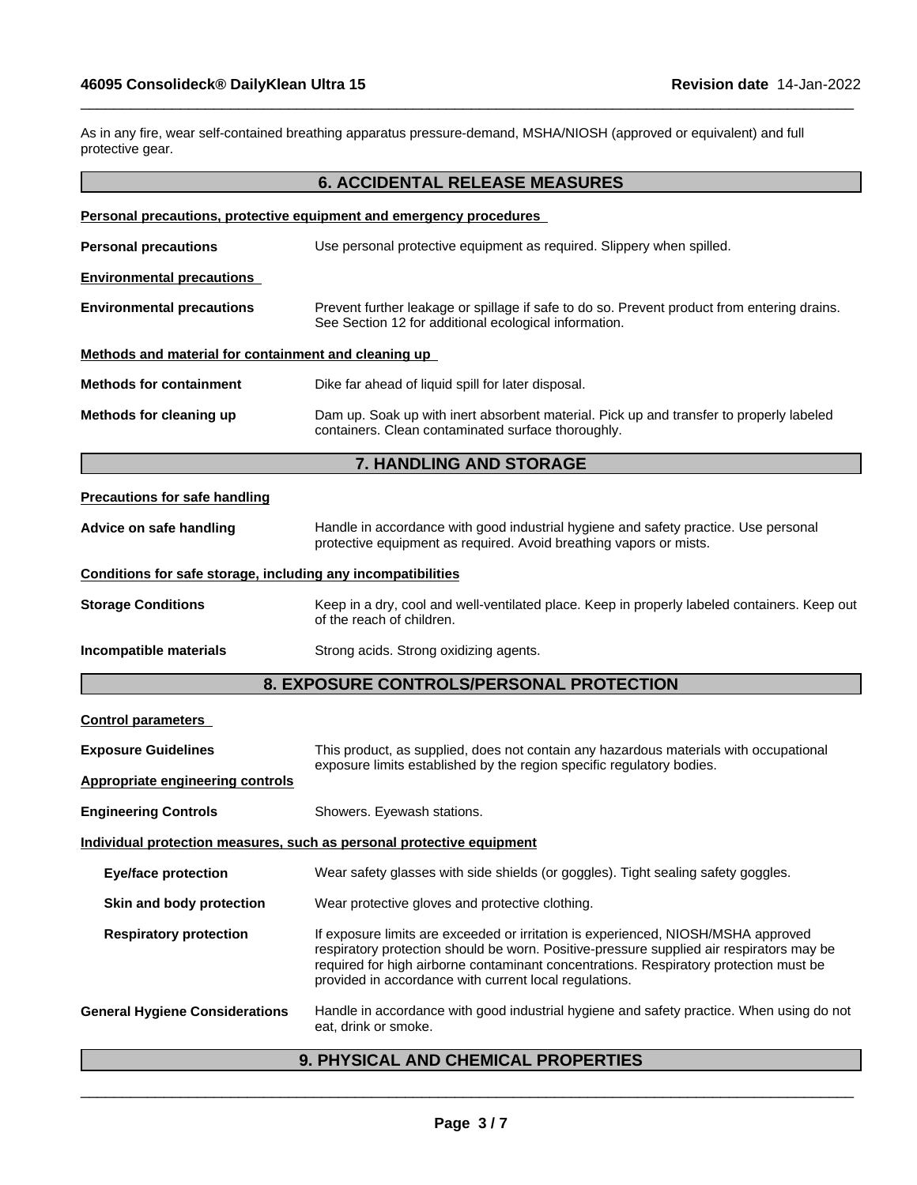As in any fire, wear self-contained breathing apparatus pressure-demand, MSHA/NIOSH (approved or equivalent) and full protective gear.

## 6. ACCIDENTAL RELEASE MEASURES

**Personal precautions, protective equipment and emergency procedures**

**Personal precautions** Use personal protective equipment as required. Slippery when spilled.

**Environmental precautions**

**Environmental precautions** Prevent further leakage or spillage if safe to do so. Prevent product from entering drains. See Section 12 for additional ecological information.

**Methods and material for containment and cleaning up**

**Methods for containment** Dike far ahead of liquid spill for later disposal.

**Methods for cleaning up** Dam up. Soak up with inert absorbent material. Pick up and transfer to properly labeled containers. Clean contaminated surface thoroughly.

## 7. HANDLING AND STORAGE

**Precautions for safe handling**

**Advice on safe handling** Handle in accordance with good industrial hygiene and safety practice. Use personal protective equipment as required. Avoid breathing vapors or mists.

**Conditions for safe storage, including any incompatibilities**

**Storage Conditions** Keep in a dry, cool and well-ventilated place. Keep in properly labeled containers. Keep out of the reach of children.

**Incompatible materials** Strong acids. Strong oxidizing agents.

## 8. EXPOSURE CONTROLS/PERSONAL PROTECTION

**Control parameters**

**Exposure Guidelines** This product, as supplied, does not contain any hazardous materials with occupational exposure limits established by the region specific regulatory bodies.

**Appropriate engineering controls**

**Engineering Controls** Showers. Eyewash stations.

**Individual protection measures, such as personal protective equipment**

**Eye/face protection** Wear safety glasses with side shields (or goggles). Tight sealing safety goggles.

**Skin and body protection** Wear protective gloves and protective clothing.

**Respiratory protection** If exposure limits are exceeded or irritation is experienced, NIOSH/MSHA approved respiratory protection should be worn. Positive-pressure supplied air respirators may be required for high airborne contaminant concentrations. Respiratory protection must be provided in accordance with current local regulations.

**General Hygiene Considerations** Handle in accordance with good industrial hygiene and safety practice. When using do not eat, drink or smoke.

## 9. PHYSICAL AND CHEMICAL PROPERTIES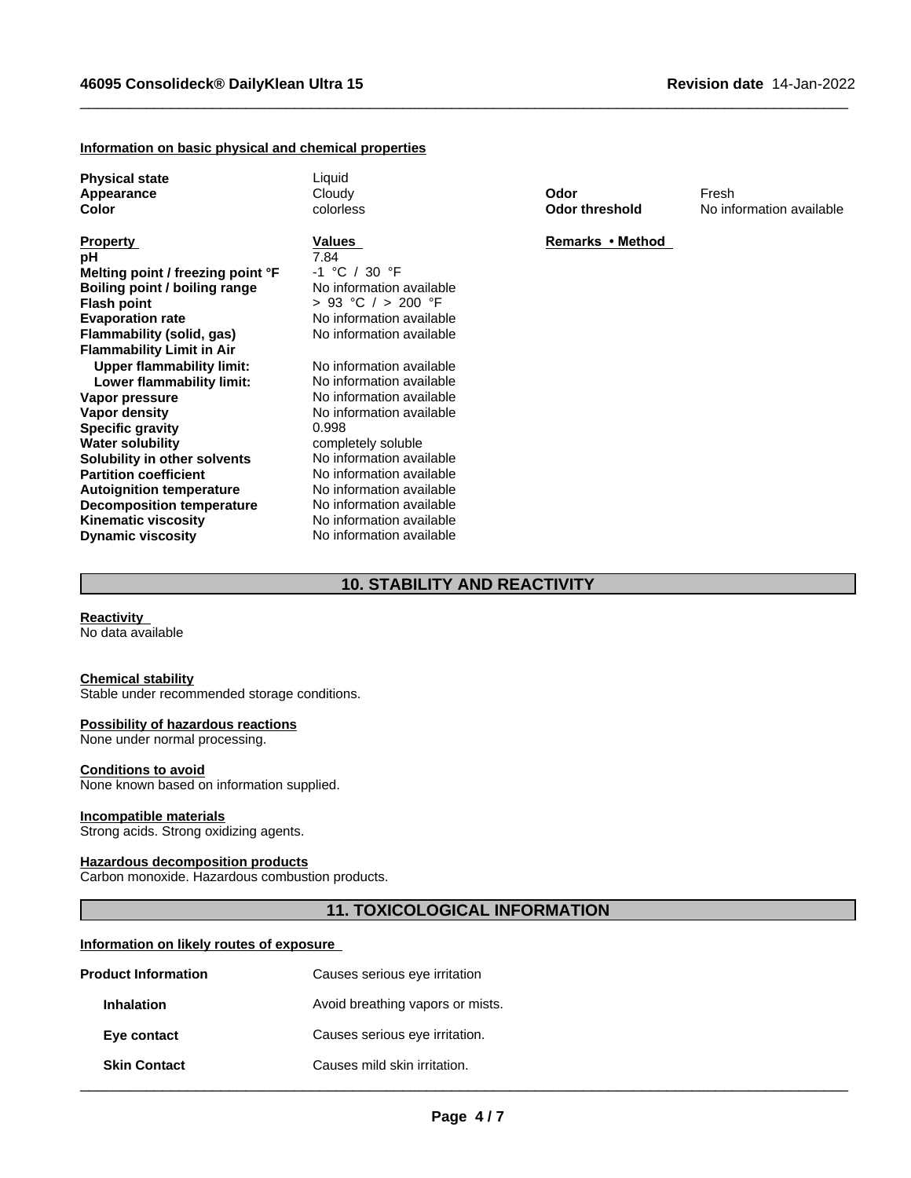#### Information on basic physical and chemical properties

| | | | |
|---|---|---|---|
| **Physical state** | Liquid | | |
| **Appearance** | Cloudy | **Odor** | Fresh |
| **Color** | colorless | **Odor threshold** | No information available |

| **Property** | **Values** | **Remarks • Method** |
|---|---|---|
| **pH** | 7.84 | |
| **Melting point / freezing point °F** | -1 °C / 30 °F | |
| **Boiling point / boiling range** | No information available | |
| **Flash point** | > 93 °C / > 200 °F | |
| **Evaporation rate** | No information available | |
| **Flammability (solid, gas)** | No information available | |
| **Flammability Limit in Air** | | |
| **Upper flammability limit:** | No information available | |
| **Lower flammability limit:** | No information available | |
| **Vapor pressure** | No information available | |
| **Vapor density** | No information available | |
| **Specific gravity** | 0.998 | |
| **Water solubility** | completely soluble | |
| **Solubility in other solvents** | No information available | |
| **Partition coefficient** | No information available | |
| **Autoignition temperature** | No information available | |
| **Decomposition temperature** | No information available | |
| **Kinematic viscosity** | No information available | |
| **Dynamic viscosity** | No information available | |

## 10. STABILITY AND REACTIVITY

#### Reactivity
No data available

#### Chemical stability
Stable under recommended storage conditions.

#### Possibility of hazardous reactions
None under normal processing.

#### Conditions to avoid
None known based on information supplied.

#### Incompatible materials
Strong acids. Strong oxidizing agents.

#### Hazardous decomposition products
Carbon monoxide. Hazardous combustion products.

## 11. TOXICOLOGICAL INFORMATION

#### Information on likely routes of exposure

| | |
|---|---|
| **Product Information** | Causes serious eye irritation |
| **Inhalation** | Avoid breathing vapors or mists. |
| **Eye contact** | Causes serious eye irritation. |
| **Skin Contact** | Causes mild skin irritation. |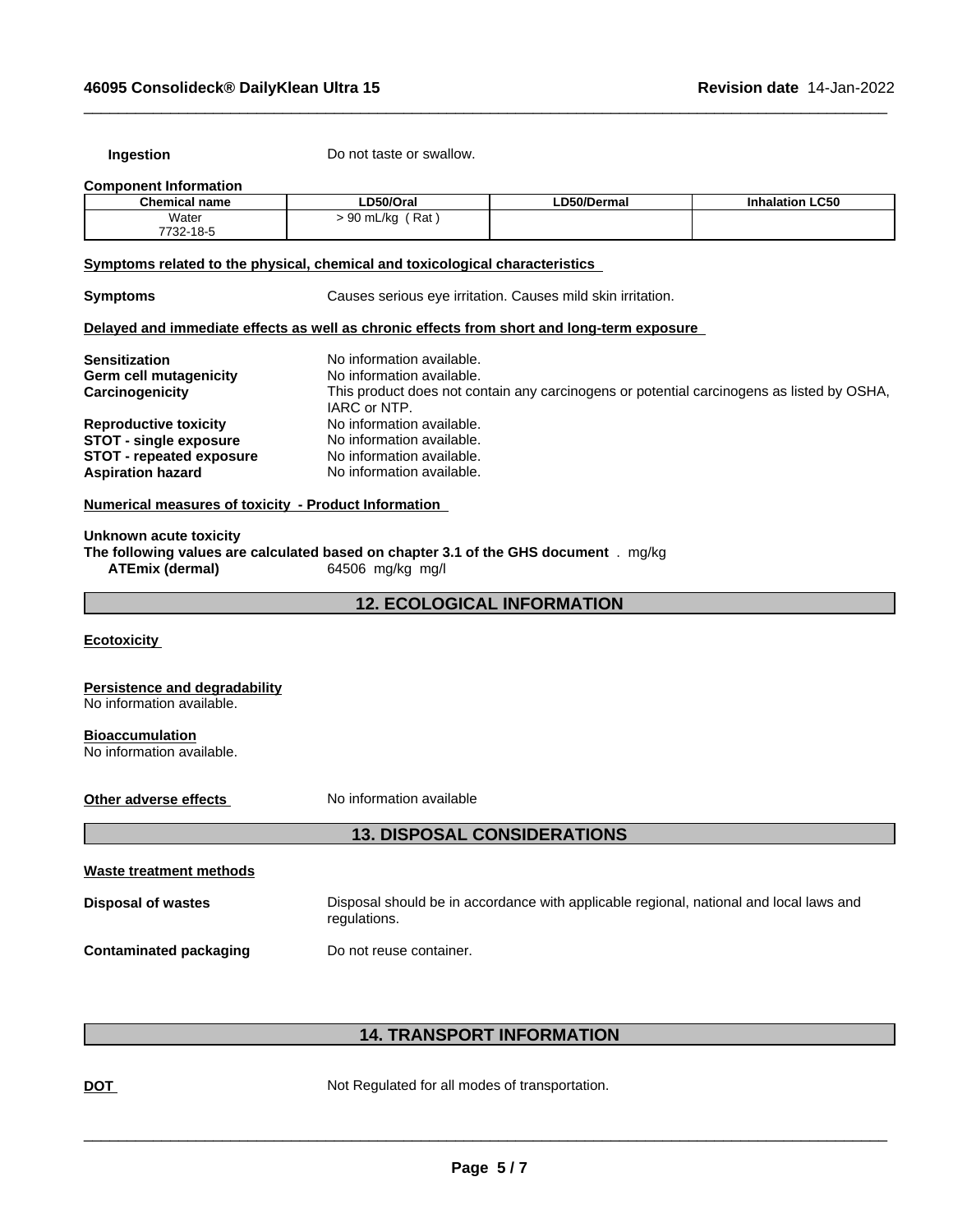**Ingestion** Do not taste or swallow.

**Component Information**

| Chemical name | LD50/Oral | LD50/Dermal | Inhalation LC50 |
|---|---|---|---|
| Water<br>7732-18-5 | > 90 mL/kg ( Rat ) | | |

**Symptoms related to the physical, chemical and toxicological characteristics**

**Symptoms** Causes serious eye irritation. Causes mild skin irritation.

**Delayed and immediate effects as well as chronic effects from short and long-term exposure**

**Sensitization** No information available.
**Germ cell mutagenicity** No information available.
**Carcinogenicity** This product does not contain any carcinogens or potential carcinogens as listed by OSHA, IARC or NTP.
**Reproductive toxicity** No information available.
**STOT - single exposure** No information available.
**STOT - repeated exposure** No information available.
**Aspiration hazard** No information available.

**Numerical measures of toxicity - Product Information**

**Unknown acute toxicity**
**The following values are calculated based on chapter 3.1 of the GHS document** . mg/kg
**ATEmix (dermal)** 64506 mg/kg mg/l

## 12. ECOLOGICAL INFORMATION

**Ecotoxicity**

**Persistence and degradability**
No information available.

**Bioaccumulation**
No information available.

**Other adverse effects** No information available

## 13. DISPOSAL CONSIDERATIONS

**Waste treatment methods**

**Disposal of wastes** Disposal should be in accordance with applicable regional, national and local laws and regulations.

**Contaminated packaging** Do not reuse container.

## 14. TRANSPORT INFORMATION

**DOT** Not Regulated for all modes of transportation.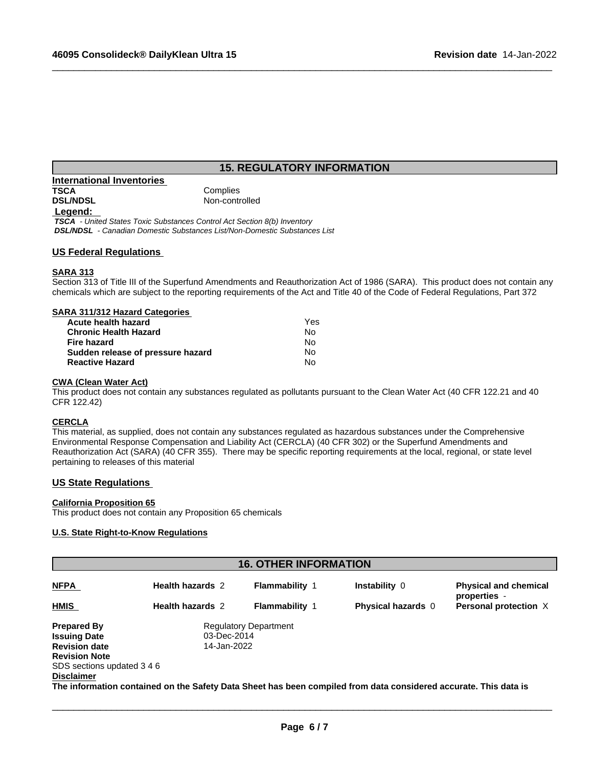## 15. REGULATORY INFORMATION

**International Inventories**

| | |
|---|---|
| **TSCA** | Complies |
| **DSL/NDSL** | Non-controlled |

**Legend:**

***TSCA*** *- United States Toxic Substances Control Act Section 8(b) Inventory*
***DSL/NDSL*** *- Canadian Domestic Substances List/Non-Domestic Substances List*

### US Federal Regulations

**SARA 313**

Section 313 of Title III of the Superfund Amendments and Reauthorization Act of 1986 (SARA). This product does not contain any chemicals which are subject to the reporting requirements of the Act and Title 40 of the Code of Federal Regulations, Part 372

**SARA 311/312 Hazard Categories**

| | |
|---|---|
| **Acute health hazard** | Yes |
| **Chronic Health Hazard** | No |
| **Fire hazard** | No |
| **Sudden release of pressure hazard** | No |
| **Reactive Hazard** | No |

**CWA (Clean Water Act)**

This product does not contain any substances regulated as pollutants pursuant to the Clean Water Act (40 CFR 122.21 and 40 CFR 122.42)

**CERCLA**

This material, as supplied, does not contain any substances regulated as hazardous substances under the Comprehensive Environmental Response Compensation and Liability Act (CERCLA) (40 CFR 302) or the Superfund Amendments and Reauthorization Act (SARA) (40 CFR 355). There may be specific reporting requirements at the local, regional, or state level pertaining to releases of this material

### US State Regulations

**California Proposition 65**

This product does not contain any Proposition 65 chemicals

**U.S. State Right-to-Know Regulations**

## 16. OTHER INFORMATION

| | | | | |
|---|---|---|---|---|
| **NFPA** | **Health hazards** 2 | **Flammability** 1 | **Instability** 0 | **Physical and chemical properties** - |
| **HMIS** | **Health hazards** 2 | **Flammability** 1 | **Physical hazards** 0 | **Personal protection** X |

| | |
|---|---|
| **Prepared By** | Regulatory Department |
| **Issuing Date** | 03-Dec-2014 |
| **Revision date** | 14-Jan-2022 |

**Revision Note**

SDS sections updated 3 4 6

**Disclaimer**

**The information contained on the Safety Data Sheet has been compiled from data considered accurate. This data is**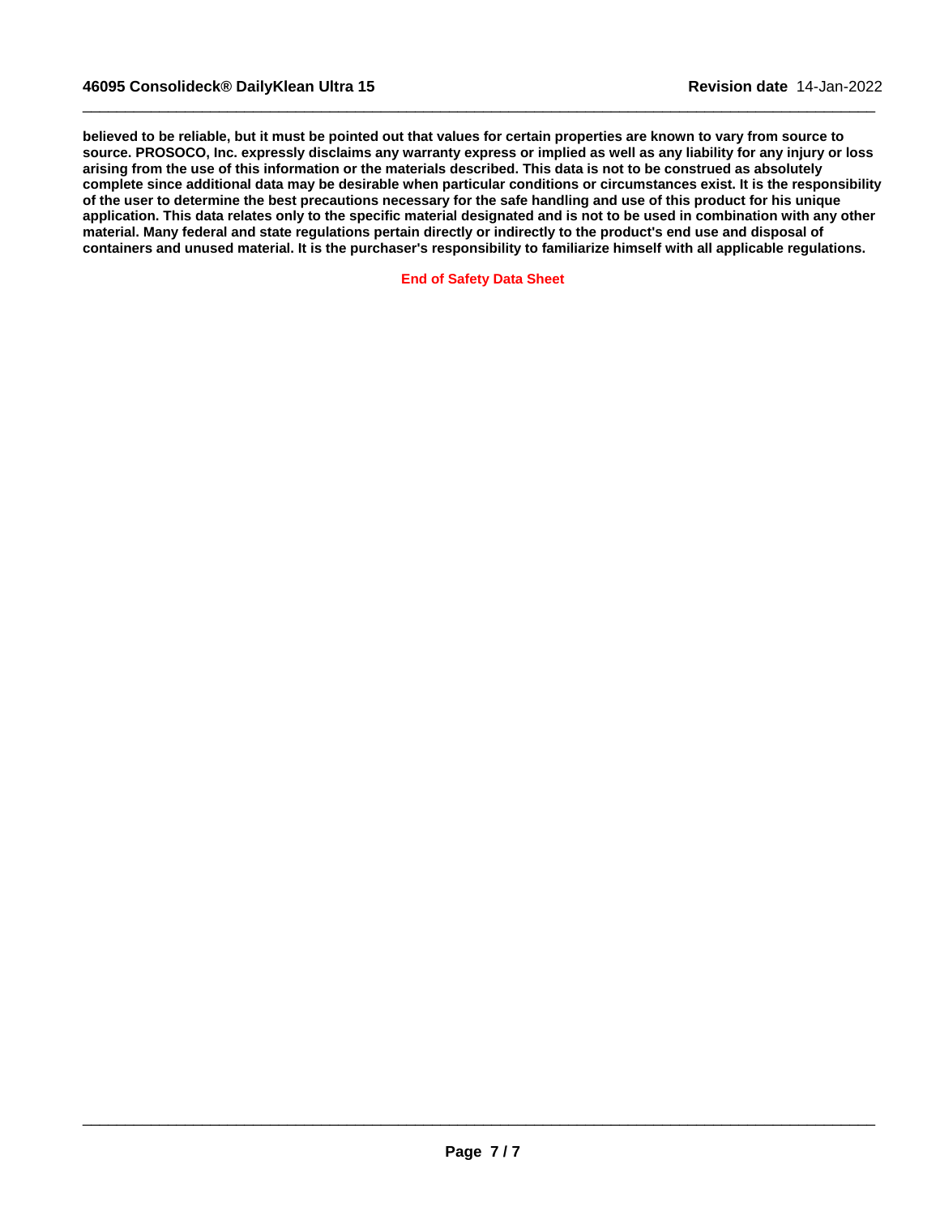**believed to be reliable, but it must be pointed out that values for certain properties are known to vary from source to source. PROSOCO, Inc. expressly disclaims any warranty express or implied as well as any liability for any injury or loss arising from the use of this information or the materials described. This data is not to be construed as absolutely complete since additional data may be desirable when particular conditions or circumstances exist. It is the responsibility of the user to determine the best precautions necessary for the safe handling and use of this product for his unique application. This data relates only to the specific material designated and is not to be used in combination with any other material. Many federal and state regulations pertain directly or indirectly to the product's end use and disposal of containers and unused material. It is the purchaser's responsibility to familiarize himself with all applicable regulations.**

**End of Safety Data Sheet**